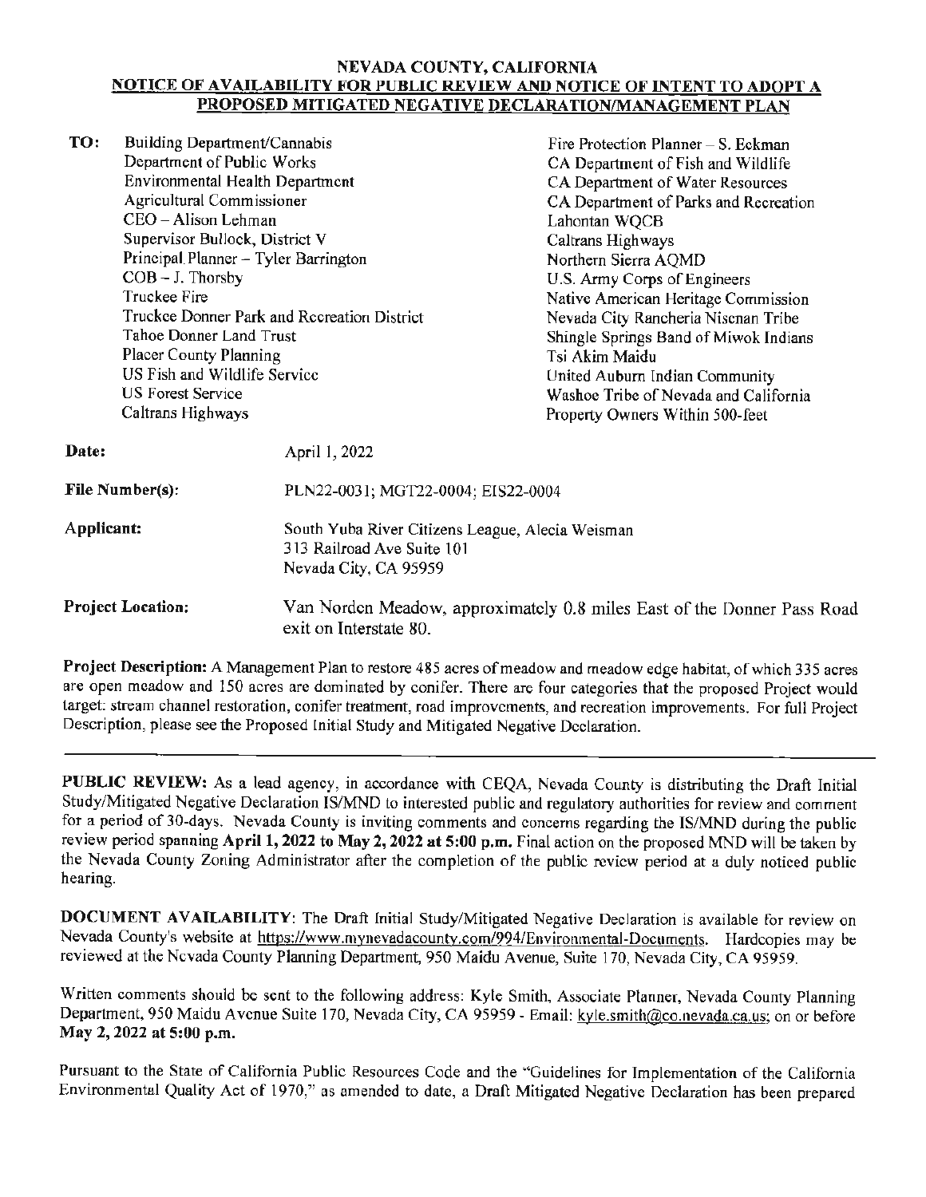# NEVADA COUNTY, CALIFORNIA

## NOTICE OF AVAILABILITY FOR PUBLIC REVIEW AND NOTICE OF INTENT TO ADOPT A PROPOSED MITIGATED NEGATIVE DECLARATION/MANAGEMENT PLAN

**TO:**

Building Department/Cannabis
Department of Public Works
Environmental Health Department
Agricultural Commissioner
CEO – Alison Lehman
Supervisor Bullock, District V
Principal Planner – Tyler Barrington
COB – J. Thorsby
Truckee Fire
Truckee Donner Park and Recreation District
Tahoe Donner Land Trust
Placer County Planning
US Fish and Wildlife Service
US Forest Service
Caltrans Highways
Fire Protection Planner – S. Eckman
CA Department of Fish and Wildlife
CA Department of Water Resources
CA Department of Parks and Recreation
Lahontan WQCB
Caltrans Highways
Northern Sierra AQMD
U.S. Army Corps of Engineers
Native American Heritage Commission
Nevada City Rancheria Nisenan Tribe
Shingle Springs Band of Miwok Indians
Tsi Akim Maidu
United Auburn Indian Community
Washoe Tribe of Nevada and California
Property Owners Within 500-feet

**Date:** April 1, 2022

**File Number(s):** PLN22-0031; MGT22-0004; EIS22-0004

**Applicant:** South Yuba River Citizens League, Alecia Weisman
313 Railroad Ave Suite 101
Nevada City, CA 95959

**Project Location:** Van Norden Meadow, approximately 0.8 miles East of the Donner Pass Road exit on Interstate 80.

**Project Description:** A Management Plan to restore 485 acres of meadow and meadow edge habitat, of which 335 acres are open meadow and 150 acres are dominated by conifer. There are four categories that the proposed Project would target: stream channel restoration, conifer treatment, road improvements, and recreation improvements. For full Project Description, please see the Proposed Initial Study and Mitigated Negative Declaration.

---

**PUBLIC REVIEW:** As a lead agency, in accordance with CEQA, Nevada County is distributing the Draft Initial Study/Mitigated Negative Declaration IS/MND to interested public and regulatory authorities for review and comment for a period of 30-days. Nevada County is inviting comments and concerns regarding the IS/MND during the public review period spanning **April 1, 2022 to May 2, 2022 at 5:00 p.m.** Final action on the proposed MND will be taken by the Nevada County Zoning Administrator after the completion of the public review period at a duly noticed public hearing.

**DOCUMENT AVAILABILITY**: The Draft Initial Study/Mitigated Negative Declaration is available for review on Nevada County's website at https://www.mynevadacounty.com/994/Environmental-Documents. Hardcopies may be reviewed at the Nevada County Planning Department, 950 Maidu Avenue, Suite 170, Nevada City, CA 95959.

Written comments should be sent to the following address: Kyle Smith, Associate Planner, Nevada County Planning Department, 950 Maidu Avenue Suite 170, Nevada City, CA 95959 - Email: kyle.smith@co.nevada.ca.us; on or before **May 2, 2022 at 5:00 p.m.**

Pursuant to the State of California Public Resources Code and the "Guidelines for Implementation of the California Environmental Quality Act of 1970," as amended to date, a Draft Mitigated Negative Declaration has been prepared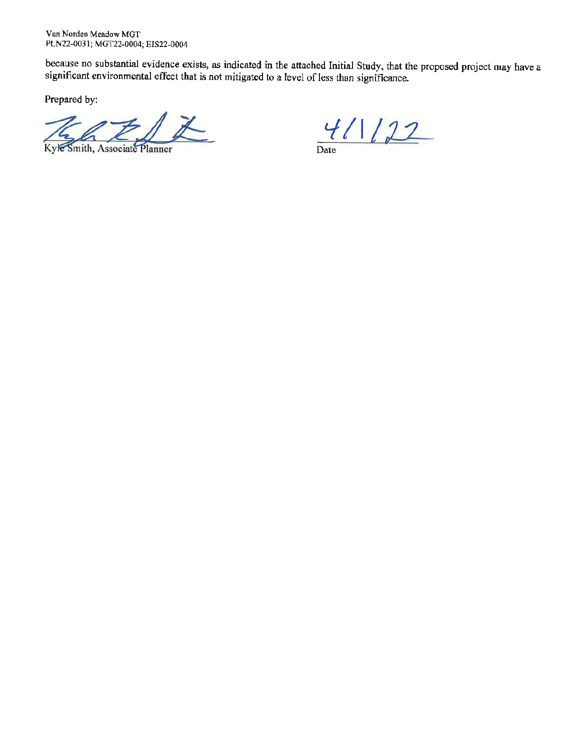because no substantial evidence exists, as indicated in the attached Initial Study, that the proposed project may have a significant environmental effect that is not mitigated to a level of less than significance.

Prepared by:

Kyle Smith, Associate Planner

4/1/22

Date